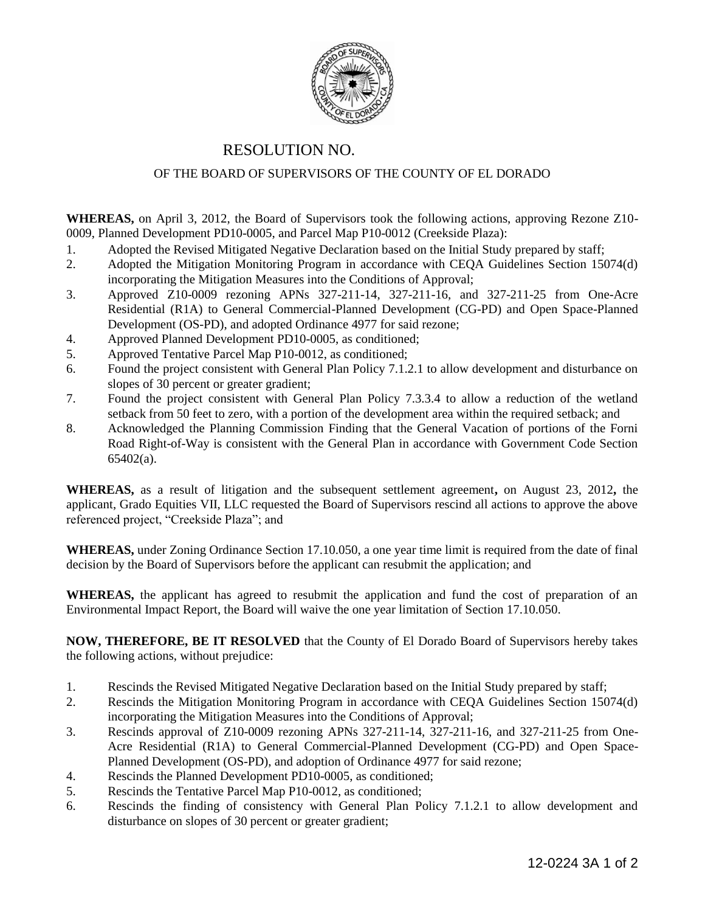# RESOLUTION NO.

## OF THE BOARD OF SUPERVISORS OF THE COUNTY OF EL DORADO

**WHEREAS,** on April 3, 2012, the Board of Supervisors took the following actions, approving Rezone Z10-0009, Planned Development PD10-0005, and Parcel Map P10-0012 (Creekside Plaza):

1. Adopted the Revised Mitigated Negative Declaration based on the Initial Study prepared by staff;
2. Adopted the Mitigation Monitoring Program in accordance with CEQA Guidelines Section 15074(d) incorporating the Mitigation Measures into the Conditions of Approval;
3. Approved Z10-0009 rezoning APNs 327-211-14, 327-211-16, and 327-211-25 from One-Acre Residential (R1A) to General Commercial-Planned Development (CG-PD) and Open Space-Planned Development (OS-PD), and adopted Ordinance 4977 for said rezone;
4. Approved Planned Development PD10-0005, as conditioned;
5. Approved Tentative Parcel Map P10-0012, as conditioned;
6. Found the project consistent with General Plan Policy 7.1.2.1 to allow development and disturbance on slopes of 30 percent or greater gradient;
7. Found the project consistent with General Plan Policy 7.3.3.4 to allow a reduction of the wetland setback from 50 feet to zero, with a portion of the development area within the required setback; and
8. Acknowledged the Planning Commission Finding that the General Vacation of portions of the Forni Road Right-of-Way is consistent with the General Plan in accordance with Government Code Section 65402(a).

**WHEREAS,** as a result of litigation and the subsequent settlement agreement**,** on August 23, 2012**,** the applicant, Grado Equities VII, LLC requested the Board of Supervisors rescind all actions to approve the above referenced project, "Creekside Plaza"; and

**WHEREAS,** under Zoning Ordinance Section 17.10.050, a one year time limit is required from the date of final decision by the Board of Supervisors before the applicant can resubmit the application; and

**WHEREAS,** the applicant has agreed to resubmit the application and fund the cost of preparation of an Environmental Impact Report, the Board will waive the one year limitation of Section 17.10.050.

**NOW, THEREFORE, BE IT RESOLVED** that the County of El Dorado Board of Supervisors hereby takes the following actions, without prejudice:

1. Rescinds the Revised Mitigated Negative Declaration based on the Initial Study prepared by staff;
2. Rescinds the Mitigation Monitoring Program in accordance with CEQA Guidelines Section 15074(d) incorporating the Mitigation Measures into the Conditions of Approval;
3. Rescinds approval of Z10-0009 rezoning APNs 327-211-14, 327-211-16, and 327-211-25 from One-Acre Residential (R1A) to General Commercial-Planned Development (CG-PD) and Open Space-Planned Development (OS-PD), and adoption of Ordinance 4977 for said rezone;
4. Rescinds the Planned Development PD10-0005, as conditioned;
5. Rescinds the Tentative Parcel Map P10-0012, as conditioned;
6. Rescinds the finding of consistency with General Plan Policy 7.1.2.1 to allow development and disturbance on slopes of 30 percent or greater gradient;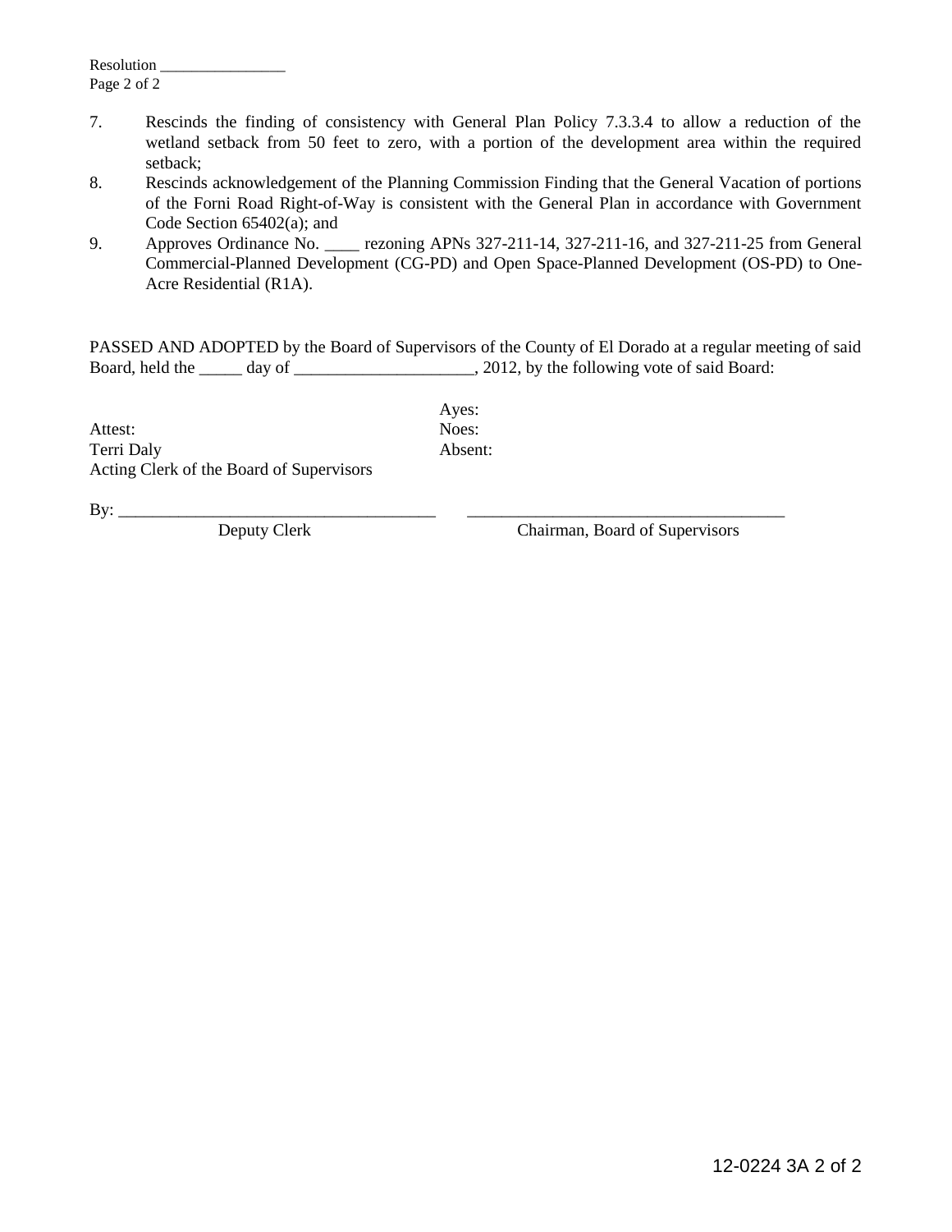7. Rescinds the finding of consistency with General Plan Policy 7.3.3.4 to allow a reduction of the wetland setback from 50 feet to zero, with a portion of the development area within the required setback;
8. Rescinds acknowledgement of the Planning Commission Finding that the General Vacation of portions of the Forni Road Right-of-Way is consistent with the General Plan in accordance with Government Code Section 65402(a); and
9. Approves Ordinance No. ____ rezoning APNs 327-211-14, 327-211-16, and 327-211-25 from General Commercial-Planned Development (CG-PD) and Open Space-Planned Development (OS-PD) to One-Acre Residential (R1A).

PASSED AND ADOPTED by the Board of Supervisors of the County of El Dorado at a regular meeting of said Board, held the _____ day of _____________________, 2012, by the following vote of said Board:

Ayes:
Noes:
Absent:

Attest:
Terri Daly
Acting Clerk of the Board of Supervisors

By: ______________________________________
Deputy Clerk

______________________________________
Chairman, Board of Supervisors